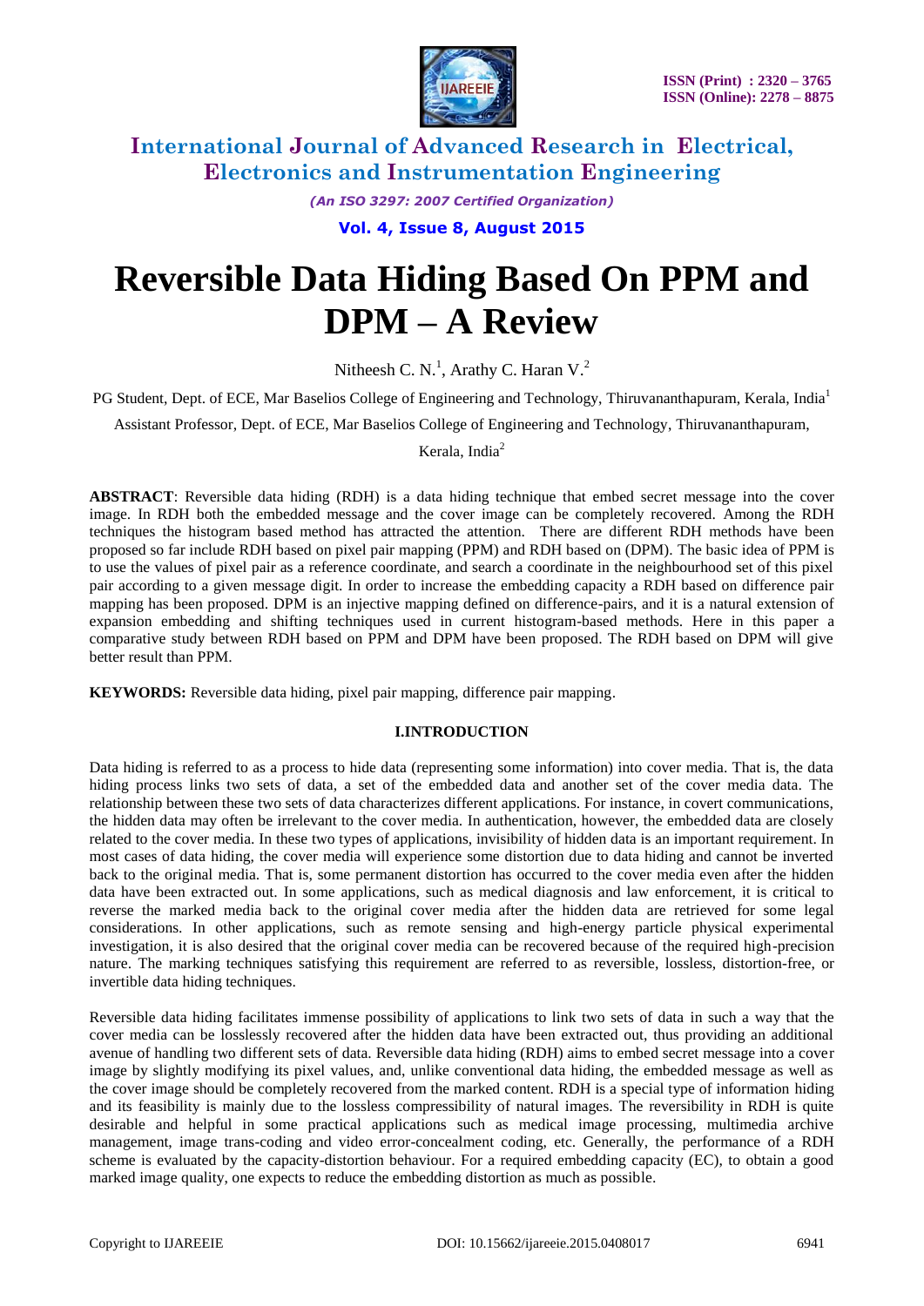# Reversible Data Hiding Based On PPM and DPM – A Review

Nitheesh C. N.[1], Arathy C. Haran V.[2]

PG Student, Dept. of ECE, Mar Baselios College of Engineering and Technology, Thiruvananthapuram, Kerala, India[1]

Assistant Professor, Dept. of ECE, Mar Baselios College of Engineering and Technology, Thiruvananthapuram, Kerala, India[2]

**ABSTRACT**: Reversible data hiding (RDH) is a data hiding technique that embed secret message into the cover image. In RDH both the embedded message and the cover image can be completely recovered. Among the RDH techniques the histogram based method has attracted the attention. There are different RDH methods have been proposed so far include RDH based on pixel pair mapping (PPM) and RDH based on (DPM). The basic idea of PPM is to use the values of pixel pair as a reference coordinate, and search a coordinate in the neighbourhood set of this pixel pair according to a given message digit. In order to increase the embedding capacity a RDH based on difference pair mapping has been proposed. DPM is an injective mapping defined on difference-pairs, and it is a natural extension of expansion embedding and shifting techniques used in current histogram-based methods. Here in this paper a comparative study between RDH based on PPM and DPM have been proposed. The RDH based on DPM will give better result than PPM.

**KEYWORDS:** Reversible data hiding, pixel pair mapping, difference pair mapping.

## I.INTRODUCTION

Data hiding is referred to as a process to hide data (representing some information) into cover media. That is, the data hiding process links two sets of data, a set of the embedded data and another set of the cover media data. The relationship between these two sets of data characterizes different applications. For instance, in covert communications, the hidden data may often be irrelevant to the cover media. In authentication, however, the embedded data are closely related to the cover media. In these two types of applications, invisibility of hidden data is an important requirement. In most cases of data hiding, the cover media will experience some distortion due to data hiding and cannot be inverted back to the original media. That is, some permanent distortion has occurred to the cover media even after the hidden data have been extracted out. In some applications, such as medical diagnosis and law enforcement, it is critical to reverse the marked media back to the original cover media after the hidden data are retrieved for some legal considerations. In other applications, such as remote sensing and high-energy particle physical experimental investigation, it is also desired that the original cover media can be recovered because of the required high-precision nature. The marking techniques satisfying this requirement are referred to as reversible, lossless, distortion-free, or invertible data hiding techniques.

Reversible data hiding facilitates immense possibility of applications to link two sets of data in such a way that the cover media can be losslessly recovered after the hidden data have been extracted out, thus providing an additional avenue of handling two different sets of data. Reversible data hiding (RDH) aims to embed secret message into a cover image by slightly modifying its pixel values, and, unlike conventional data hiding, the embedded message as well as the cover image should be completely recovered from the marked content. RDH is a special type of information hiding and its feasibility is mainly due to the lossless compressibility of natural images. The reversibility in RDH is quite desirable and helpful in some practical applications such as medical image processing, multimedia archive management, image trans-coding and video error-concealment coding, etc. Generally, the performance of a RDH scheme is evaluated by the capacity-distortion behaviour. For a required embedding capacity (EC), to obtain a good marked image quality, one expects to reduce the embedding distortion as much as possible.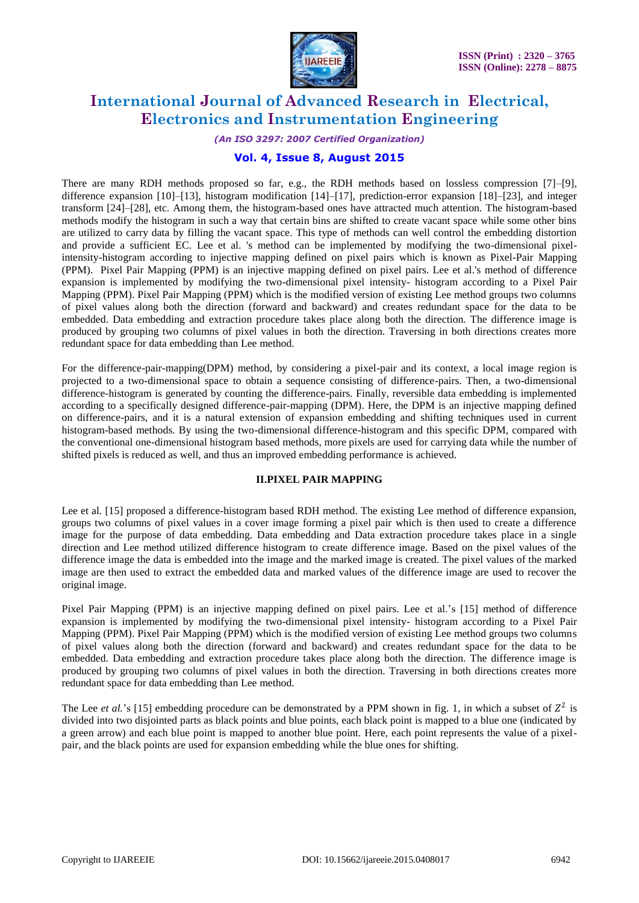There are many RDH methods proposed so far, e.g., the RDH methods based on lossless compression [7]–[9], difference expansion [10]–[13], histogram modification [14]–[17], prediction-error expansion [18]–[23], and integer transform [24]–[28], etc. Among them, the histogram-based ones have attracted much attention. The histogram-based methods modify the histogram in such a way that certain bins are shifted to create vacant space while some other bins are utilized to carry data by filling the vacant space. This type of methods can well control the embedding distortion and provide a sufficient EC. Lee et al. 's method can be implemented by modifying the two-dimensional pixel-intensity-histogram according to injective mapping defined on pixel pairs which is known as Pixel-Pair Mapping (PPM). Pixel Pair Mapping (PPM) is an injective mapping defined on pixel pairs. Lee et al.'s method of difference expansion is implemented by modifying the two-dimensional pixel intensity- histogram according to a Pixel Pair Mapping (PPM). Pixel Pair Mapping (PPM) which is the modified version of existing Lee method groups two columns of pixel values along both the direction (forward and backward) and creates redundant space for the data to be embedded. Data embedding and extraction procedure takes place along both the direction. The difference image is produced by grouping two columns of pixel values in both the direction. Traversing in both directions creates more redundant space for data embedding than Lee method.

For the difference-pair-mapping(DPM) method, by considering a pixel-pair and its context, a local image region is projected to a two-dimensional space to obtain a sequence consisting of difference-pairs. Then, a two-dimensional difference-histogram is generated by counting the difference-pairs. Finally, reversible data embedding is implemented according to a specifically designed difference-pair-mapping (DPM). Here, the DPM is an injective mapping defined on difference-pairs, and it is a natural extension of expansion embedding and shifting techniques used in current histogram-based methods. By using the two-dimensional difference-histogram and this specific DPM, compared with the conventional one-dimensional histogram based methods, more pixels are used for carrying data while the number of shifted pixels is reduced as well, and thus an improved embedding performance is achieved.

## II.PIXEL PAIR MAPPING

Lee et al. [15] proposed a difference-histogram based RDH method. The existing Lee method of difference expansion, groups two columns of pixel values in a cover image forming a pixel pair which is then used to create a difference image for the purpose of data embedding. Data embedding and Data extraction procedure takes place in a single direction and Lee method utilized difference histogram to create difference image. Based on the pixel values of the difference image the data is embedded into the image and the marked image is created. The pixel values of the marked image are then used to extract the embedded data and marked values of the difference image are used to recover the original image.

Pixel Pair Mapping (PPM) is an injective mapping defined on pixel pairs. Lee et al.'s [15] method of difference expansion is implemented by modifying the two-dimensional pixel intensity- histogram according to a Pixel Pair Mapping (PPM). Pixel Pair Mapping (PPM) which is the modified version of existing Lee method groups two columns of pixel values along both the direction (forward and backward) and creates redundant space for the data to be embedded. Data embedding and extraction procedure takes place along both the direction. The difference image is produced by grouping two columns of pixel values in both the direction. Traversing in both directions creates more redundant space for data embedding than Lee method.

The Lee *et al.*'s [15] embedding procedure can be demonstrated by a PPM shown in fig. 1, in which a subset of $Z^2$ is divided into two disjointed parts as black points and blue points, each black point is mapped to a blue one (indicated by a green arrow) and each blue point is mapped to another blue point. Here, each point represents the value of a pixel-pair, and the black points are used for expansion embedding while the blue ones for shifting.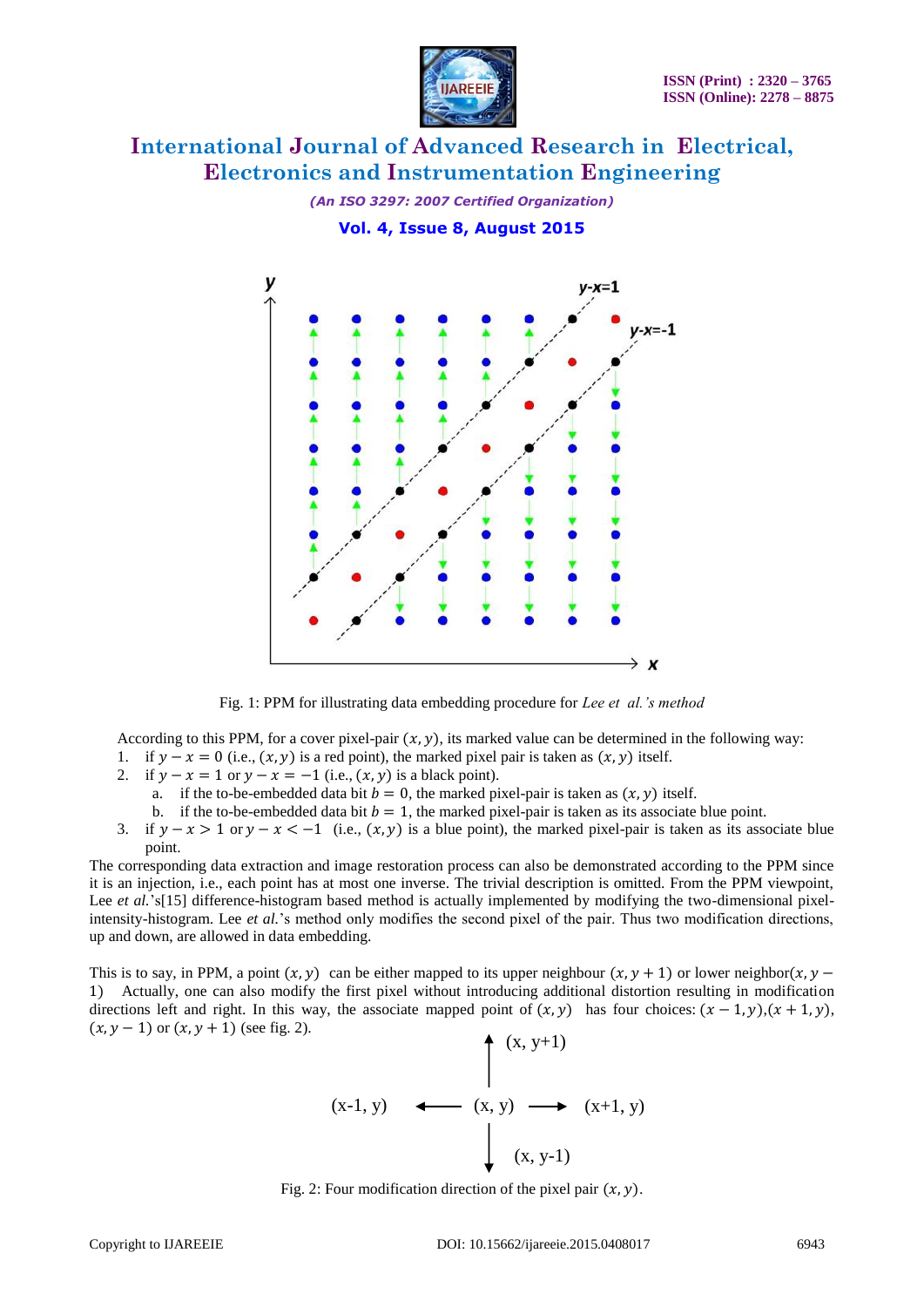Fig. 1: PPM for illustrating data embedding procedure for *Lee et al.'s method*

According to this PPM, for a cover pixel-pair $(x, y)$, its marked value can be determined in the following way:

1. if $y - x = 0$ (i.e., $(x, y)$ is a red point), the marked pixel pair is taken as $(x, y)$ itself.
2. if $y - x = 1$ or $y - x = -1$ (i.e., $(x, y)$ is a black point).
   a. if the to-be-embedded data bit $b = 0$, the marked pixel-pair is taken as $(x, y)$ itself.
   b. if the to-be-embedded data bit $b = 1$, the marked pixel-pair is taken as its associate blue point.
3. if $y - x > 1$ or $y - x < -1$ (i.e., $(x, y)$ is a blue point), the marked pixel-pair is taken as its associate blue point.

The corresponding data extraction and image restoration process can also be demonstrated according to the PPM since it is an injection, i.e., each point has at most one inverse. The trivial description is omitted. From the PPM viewpoint, Lee *et al.*'s[15] difference-histogram based method is actually implemented by modifying the two-dimensional pixel-intensity-histogram. Lee *et al.*'s method only modifies the second pixel of the pair. Thus two modification directions, up and down, are allowed in data embedding.

This is to say, in PPM, a point $(x, y)$ can be either mapped to its upper neighbour $(x, y + 1)$ or lower neighbour$(x, y - 1)$ Actually, one can also modify the first pixel without introducing additional distortion resulting in modification directions left and right. In this way, the associate mapped point of $(x, y)$ has four choices: $(x - 1, y)$,$(x + 1, y)$, $(x, y - 1)$ or $(x, y + 1)$ (see fig. 2).

Fig. 2: Four modification direction of the pixel pair $(x, y)$.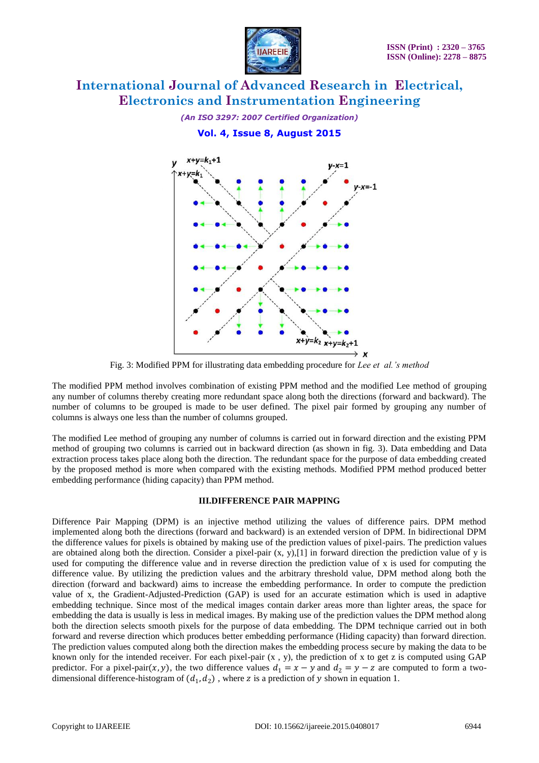Fig. 3: Modified PPM for illustrating data embedding procedure for *Lee et al.'s method*

The modified PPM method involves combination of existing PPM method and the modified Lee method of grouping any number of columns thereby creating more redundant space along both the directions (forward and backward). The number of columns to be grouped is made to be user defined. The pixel pair formed by grouping any number of columns is always one less than the number of columns grouped.

The modified Lee method of grouping any number of columns is carried out in forward direction and the existing PPM method of grouping two columns is carried out in backward direction (as shown in fig. 3). Data embedding and Data extraction process takes place along both the direction. The redundant space for the purpose of data embedding created by the proposed method is more when compared with the existing methods. Modified PPM method produced better embedding performance (hiding capacity) than PPM method.

### III.DIFFERENCE PAIR MAPPING

Difference Pair Mapping (DPM) is an injective method utilizing the values of difference pairs. DPM method implemented along both the directions (forward and backward) is an extended version of DPM. In bidirectional DPM the difference values for pixels is obtained by making use of the prediction values of pixel-pairs. The prediction values are obtained along both the direction. Consider a pixel-pair (x, y),[1] in forward direction the prediction value of y is used for computing the difference value and in reverse direction the prediction value of x is used for computing the difference value. By utilizing the prediction values and the arbitrary threshold value, DPM method along both the direction (forward and backward) aims to increase the embedding performance. In order to compute the prediction value of x, the Gradient-Adjusted-Prediction (GAP) is used for an accurate estimation which is used in adaptive embedding technique. Since most of the medical images contain darker areas more than lighter areas, the space for embedding the data is usually is less in medical images. By making use of the prediction values the DPM method along both the direction selects smooth pixels for the purpose of data embedding. The DPM technique carried out in both forward and reverse direction which produces better embedding performance (Hiding capacity) than forward direction. The prediction values computed along both the direction makes the embedding process secure by making the data to be known only for the intended receiver. For each pixel-pair (x , y), the prediction of x to get z is computed using GAP predictor. For a pixel-pair$(x, y)$, the two difference values $d_1 = x - y$ and $d_2 = y - z$ are computed to form a two-dimensional difference-histogram of $(d_1, d_2)$ , where $z$ is a prediction of $y$ shown in equation 1.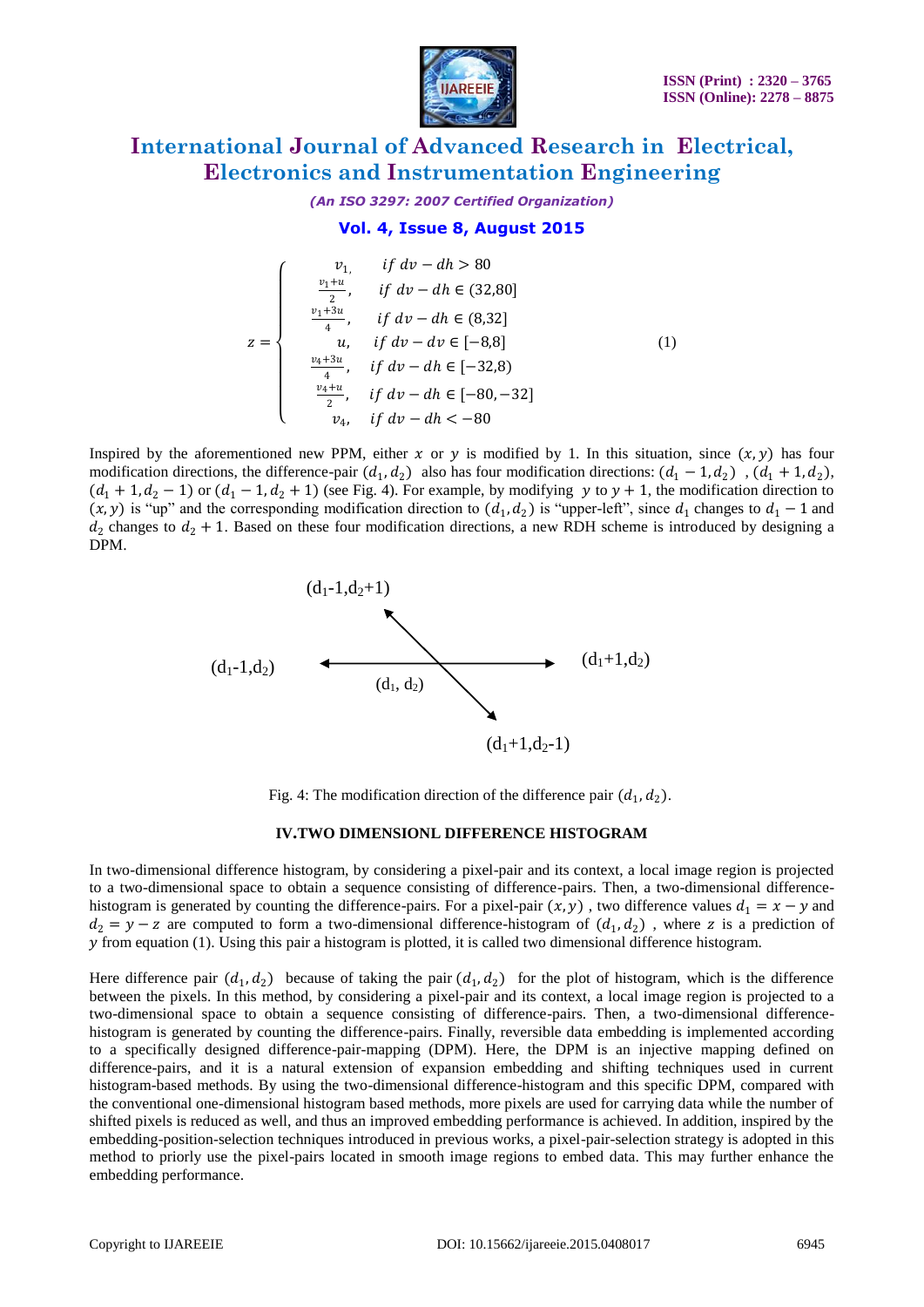$$z = \begin{cases} v_1, & if\ dv - dh > 80 \\ \frac{v_1+u}{2}, & if\ dv - dh \in (32,80] \\ \frac{v_1+3u}{4}, & if\ dv - dh \in (8,32] \\ u, & if\ dv - dv \in [-8,8] \\ \frac{v_4+3u}{4}, & if\ dv - dh \in [-32,8) \\ \frac{v_4+u}{2}, & if\ dv - dh \in [-80,-32] \\ v_4, & if\ dv - dh < -80 \end{cases} \quad (1)$$

Inspired by the aforementioned new PPM, either $x$ or $y$ is modified by 1. In this situation, since $(x, y)$ has four modification directions, the difference-pair $(d_1, d_2)$ also has four modification directions: $(d_1 - 1, d_2)$ , $(d_1 + 1, d_2)$, $(d_1 + 1, d_2 - 1)$ or $(d_1 - 1, d_2 + 1)$ (see Fig. 4). For example, by modifying $y$ to $y + 1$, the modification direction to $(x, y)$ is "up" and the corresponding modification direction to $(d_1, d_2)$ is "upper-left", since $d_1$ changes to $d_1 - 1$ and $d_2$ changes to $d_2 + 1$. Based on these four modification directions, a new RDH scheme is introduced by designing a DPM.

($d_1$-1,$d_2$+1)

($d_1$-1,$d_2$) ($d_1$, $d_2$) ($d_1$+1,$d_2$)

($d_1$+1,$d_2$-1)

Fig. 4: The modification direction of the difference pair $(d_1, d_2)$.

## IV.TWO DIMENSIONL DIFFERENCE HISTOGRAM

In two-dimensional difference histogram, by considering a pixel-pair and its context, a local image region is projected to a two-dimensional space to obtain a sequence consisting of difference-pairs. Then, a two-dimensional difference-histogram is generated by counting the difference-pairs. For a pixel-pair $(x, y)$ , two difference values $d_1 = x - y$ and $d_2 = y - z$ are computed to form a two-dimensional difference-histogram of $(d_1, d_2)$ , where $z$ is a prediction of $y$ from equation (1). Using this pair a histogram is plotted, it is called two dimensional difference histogram.

Here difference pair $(d_1, d_2)$ because of taking the pair $(d_1, d_2)$ for the plot of histogram, which is the difference between the pixels. In this method, by considering a pixel-pair and its context, a local image region is projected to a two-dimensional space to obtain a sequence consisting of difference-pairs. Then, a two-dimensional difference-histogram is generated by counting the difference-pairs. Finally, reversible data embedding is implemented according to a specifically designed difference-pair-mapping (DPM). Here, the DPM is an injective mapping defined on difference-pairs, and it is a natural extension of expansion embedding and shifting techniques used in current histogram-based methods. By using the two-dimensional difference-histogram and this specific DPM, compared with the conventional one-dimensional histogram based methods, more pixels are used for carrying data while the number of shifted pixels is reduced as well, and thus an improved embedding performance is achieved. In addition, inspired by the embedding-position-selection techniques introduced in previous works, a pixel-pair-selection strategy is adopted in this method to priorly use the pixel-pairs located in smooth image regions to embed data. This may further enhance the embedding performance.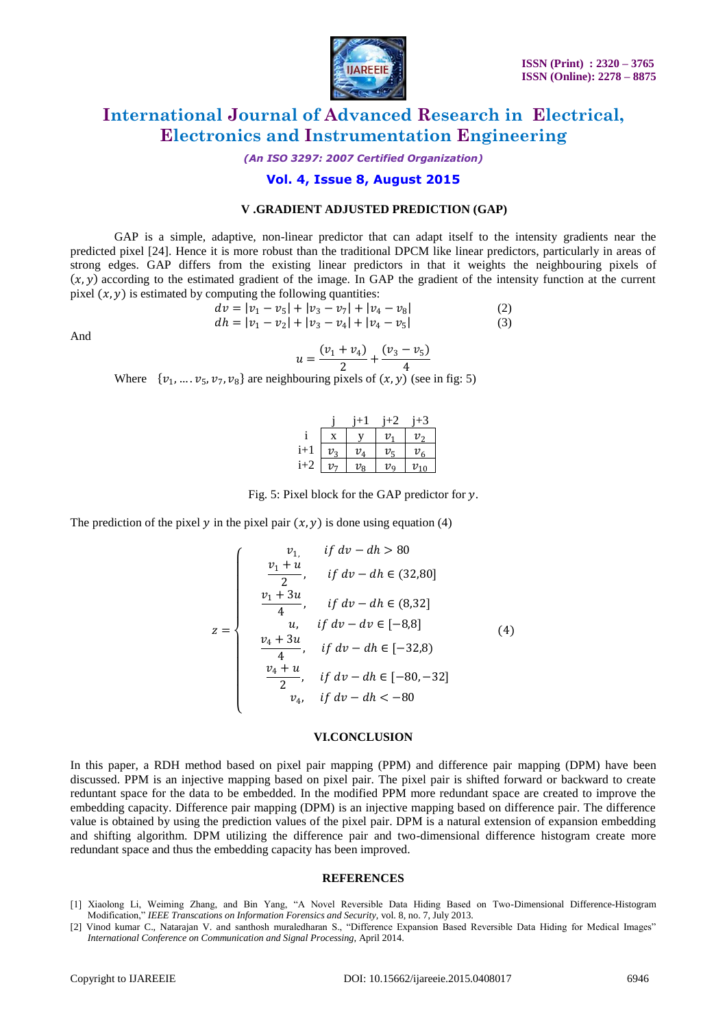### V .GRADIENT ADJUSTED PREDICTION (GAP)

GAP is a simple, adaptive, non-linear predictor that can adapt itself to the intensity gradients near the predicted pixel [24]. Hence it is more robust than the traditional DPCM like linear predictors, particularly in areas of strong edges. GAP differs from the existing linear predictors in that it weights the neighbouring pixels of $(x, y)$ according to the estimated gradient of the image. In GAP the gradient of the intensity function at the current pixel $(x, y)$ is estimated by computing the following quantities:

$$dv = |v_1 - v_5| + |v_3 - v_7| + |v_4 - v_8| \quad (2)$$

$$dh = |v_1 - v_2| + |v_3 - v_4| + |v_4 - v_5| \quad (3)$$

And

$$u = \frac{(v_1 + v_4)}{2} + \frac{(v_3 - v_5)}{4}$$

Where $\{v_1, \ldots. v_5, v_7, v_8\}$ are neighbouring pixels of $(x, y)$ (see in fig: 5)

|  | j | j+1 | j+2 | j+3 |
|---|---|---|---|---|
| i | x | y | $v_1$ | $v_2$ |
| i+1 | $v_3$ | $v_4$ | $v_5$ | $v_6$ |
| i+2 | $v_7$ | $v_8$ | $v_9$ | $v_{10}$ |

Fig. 5: Pixel block for the GAP predictor for $y$.

The prediction of the pixel $y$ in the pixel pair $(x, y)$ is done using equation (4)

$$z = \begin{cases} v_1, & if\ dv - dh > 80 \\ \dfrac{v_1 + u}{2}, & if\ dv - dh \in (32,80] \\ \dfrac{v_1 + 3u}{4}, & if\ dv - dh \in (8,32] \\ u, & if\ dv - dv \in [-8,8] \\ \dfrac{v_4 + 3u}{4}, & if\ dv - dh \in [-32,8) \\ \dfrac{v_4 + u}{2}, & if\ dv - dh \in [-80,-32] \\ v_4, & if\ dv - dh < -80 \end{cases} \quad (4)$$

### VI.CONCLUSION

In this paper, a RDH method based on pixel pair mapping (PPM) and difference pair mapping (DPM) have been discussed. PPM is an injective mapping based on pixel pair. The pixel pair is shifted forward or backward to create reduntant space for the data to be embedded. In the modified PPM more redundant space are created to improve the embedding capacity. Difference pair mapping (DPM) is an injective mapping based on difference pair. The difference value is obtained by using the prediction values of the pixel pair. DPM is a natural extension of expansion embedding and shifting algorithm. DPM utilizing the difference pair and two-dimensional difference histogram create more redundant space and thus the embedding capacity has been improved.

### REFERENCES

[1] Xiaolong Li, Weiming Zhang, and Bin Yang, "A Novel Reversible Data Hiding Based on Two-Dimensional Difference-Histogram Modification," *IEEE Transcations on Information Forensics and Security,* vol. 8, no. 7, July 2013.

[2] Vinod kumar C., Natarajan V. and santhosh muraledharan S., "Difference Expansion Based Reversible Data Hiding for Medical Images" *International Conference on Communication and Signal Processing,* April 2014.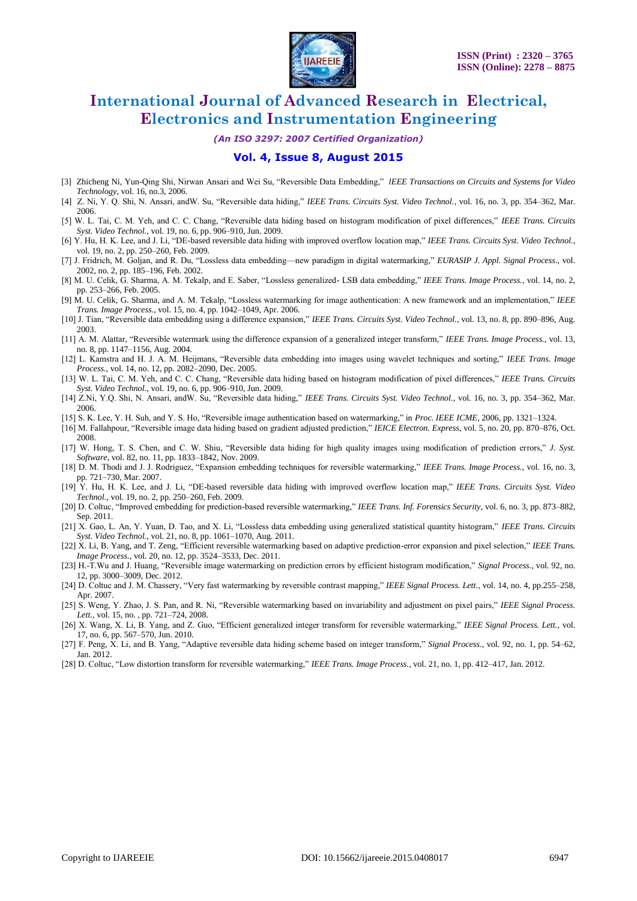[3] Zhicheng Ni, Yun-Qing Shi, Nirwan Ansari and Wei Su, "Reversible Data Embedding," *IEEE Transactions on Circuits and Systems for Video Technology*, vol. 16, no.3, 2006.

[4] Z. Ni, Y. Q. Shi, N. Ansari, andW. Su, "Reversible data hiding," *IEEE Trans. Circuits Syst. Video Technol.*, vol. 16, no. 3, pp. 354–362, Mar. 2006.

[5] W. L. Tai, C. M. Yeh, and C. C. Chang, "Reversible data hiding based on histogram modification of pixel differences," *IEEE Trans. Circuits Syst. Video Technol.*, vol. 19, no. 6, pp. 906–910, Jun. 2009.

[6] Y. Hu, H. K. Lee, and J. Li, "DE-based reversible data hiding with improved overflow location map," *IEEE Trans. Circuits Syst. Video Technol.*, vol. 19, no. 2, pp. 250–260, Feb. 2009.

[7] J. Fridrich, M. Goljan, and R. Du, "Lossless data embedding—new paradigm in digital watermarking," *EURASIP J. Appl. Signal Process.*, vol. 2002, no. 2, pp. 185–196, Feb. 2002.

[8] M. U. Celik, G. Sharma, A. M. Tekalp, and E. Saber, "Lossless generalized- LSB data embedding," *IEEE Trans. Image Process.*, vol. 14, no. 2, pp. 253–266, Feb. 2005.

[9] M. U. Celik, G. Sharma, and A. M. Tekalp, "Lossless watermarking for image authentication: A new framework and an implementation," *IEEE Trans. Image Process.*, vol. 15, no. 4, pp. 1042–1049, Apr. 2006.

[10] J. Tian, "Reversible data embedding using a difference expansion," *IEEE Trans. Circuits Syst. Video Technol.*, vol. 13, no. 8, pp. 890–896, Aug. 2003.

[11] A. M. Alattar, "Reversible watermark using the difference expansion of a generalized integer transform," *IEEE Trans. Image Process.*, vol. 13, no. 8, pp. 1147–1156, Aug. 2004.

[12] L. Kamstra and H. J. A. M. Heijmans, "Reversible data embedding into images using wavelet techniques and sorting," *IEEE Trans. Image Process.*, vol. 14, no. 12, pp. 2082–2090, Dec. 2005.

[13] W. L. Tai, C. M. Yeh, and C. C. Chang, "Reversible data hiding based on histogram modification of pixel differences," *IEEE Trans. Circuits Syst. Video Technol.*, vol. 19, no. 6, pp. 906–910, Jun. 2009.

[14] Z.Ni, Y.Q. Shi, N. Ansari, andW. Su, "Reversible data hiding," *IEEE Trans. Circuits Syst. Video Technol.*, vol. 16, no. 3, pp. 354–362, Mar. 2006.

[15] S. K. Lee, Y. H. Suh, and Y. S. Ho, "Reversible image authentication based on watermarking," in *Proc. IEEE ICME*, 2006, pp. 1321–1324.

[16] M. Fallahpour, "Reversible image data hiding based on gradient adjusted prediction," *IEICE Electron. Express*, vol. 5, no. 20, pp. 870–876, Oct. 2008.

[17] W. Hong, T. S. Chen, and C. W. Shiu, "Reversible data hiding for high quality images using modification of prediction errors," *J. Syst. Software*, vol. 82, no. 11, pp. 1833–1842, Nov. 2009.

[18] D. M. Thodi and J. J. Rodriguez, "Expansion embedding techniques for reversible watermarking," *IEEE Trans. Image Process.*, vol. 16, no. 3, pp. 721–730, Mar. 2007.

[19] Y. Hu, H. K. Lee, and J. Li, "DE-based reversible data hiding with improved overflow location map," *IEEE Trans. Circuits Syst. Video Technol.*, vol. 19, no. 2, pp. 250–260, Feb. 2009.

[20] D. Coltuc, "Improved embedding for prediction-based reversible watermarking," *IEEE Trans. Inf. Forensics Security*, vol. 6, no. 3, pp. 873–882, Sep. 2011.

[21] X. Gao, L. An, Y. Yuan, D. Tao, and X. Li, "Lossless data embedding using generalized statistical quantity histogram," *IEEE Trans. Circuits Syst. Video Technol.*, vol. 21, no. 8, pp. 1061–1070, Aug. 2011.

[22] X. Li, B. Yang, and T. Zeng, "Efficient reversible watermarking based on adaptive prediction-error expansion and pixel selection," *IEEE Trans. Image Process.*, vol. 20, no. 12, pp. 3524–3533, Dec. 2011.

[23] H.-T.Wu and J. Huang, "Reversible image watermarking on prediction errors by efficient histogram modification," *Signal Process.*, vol. 92, no. 12, pp. 3000–3009, Dec. 2012.

[24] D. Coltuc and J. M. Chassery, "Very fast watermarking by reversible contrast mapping," *IEEE Signal Process. Lett.*, vol. 14, no. 4, pp.255–258, Apr. 2007.

[25] S. Weng, Y. Zhao, J. S. Pan, and R. Ni, "Reversible watermarking based on invariability and adjustment on pixel pairs," *IEEE Signal Process. Lett.*, vol. 15, no. , pp. 721–724, 2008.

[26] X. Wang, X. Li, B. Yang, and Z. Guo, "Efficient generalized integer transform for reversible watermarking," *IEEE Signal Process. Lett.*, vol. 17, no. 6, pp. 567–570, Jun. 2010.

[27] F. Peng, X. Li, and B. Yang, "Adaptive reversible data hiding scheme based on integer transform," *Signal Process.*, vol. 92, no. 1, pp. 54–62, Jan. 2012.

[28] D. Coltuc, "Low distortion transform for reversible watermarking," *IEEE Trans. Image Process.*, vol. 21, no. 1, pp. 412–417, Jan. 2012.